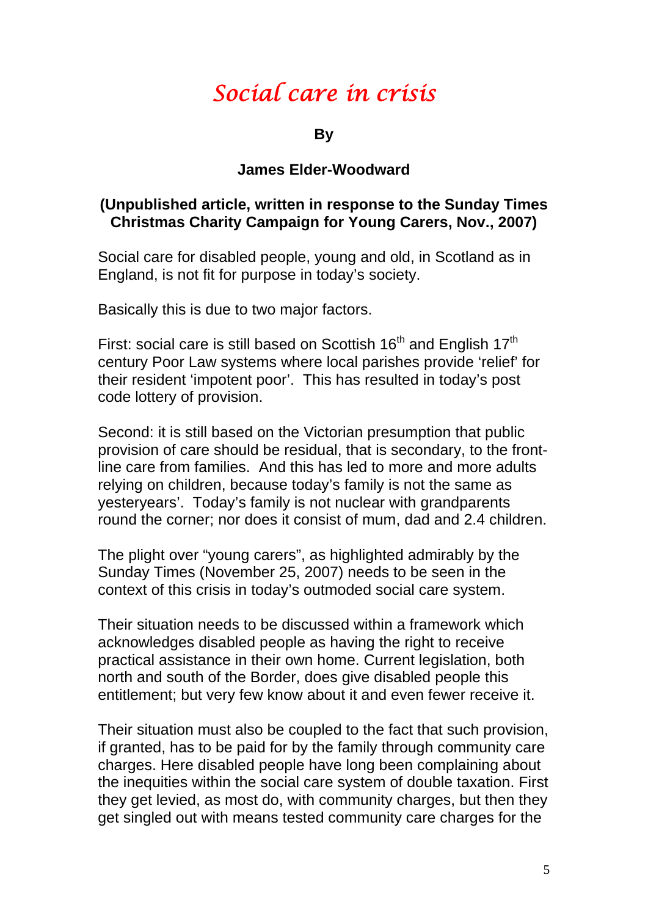# *Social care in crisis*

**By**

**James Elder-Woodward**

**(Unpublished article, written in response to the Sunday Times Christmas Charity Campaign for Young Carers, Nov., 2007)**

Social care for disabled people, young and old, in Scotland as in England, is not fit for purpose in today's society.

Basically this is due to two major factors.

First: social care is still based on Scottish 16th and English 17th century Poor Law systems where local parishes provide 'relief' for their resident 'impotent poor'. This has resulted in today's post code lottery of provision.

Second: it is still based on the Victorian presumption that public provision of care should be residual, that is secondary, to the front-line care from families. And this has led to more and more adults relying on children, because today's family is not the same as yesteryears'. Today's family is not nuclear with grandparents round the corner; nor does it consist of mum, dad and 2.4 children.

The plight over "young carers", as highlighted admirably by the Sunday Times (November 25, 2007) needs to be seen in the context of this crisis in today's outmoded social care system.

Their situation needs to be discussed within a framework which acknowledges disabled people as having the right to receive practical assistance in their own home. Current legislation, both north and south of the Border, does give disabled people this entitlement; but very few know about it and even fewer receive it.

Their situation must also be coupled to the fact that such provision, if granted, has to be paid for by the family through community care charges. Here disabled people have long been complaining about the inequities within the social care system of double taxation. First they get levied, as most do, with community charges, but then they get singled out with means tested community care charges for the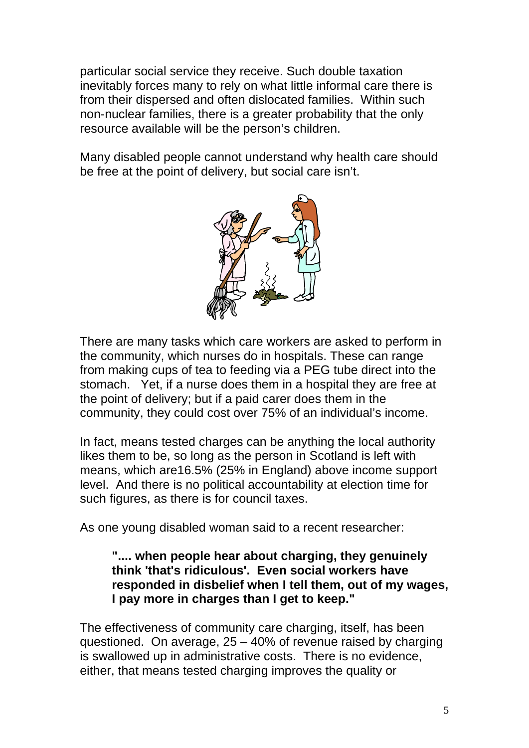particular social service they receive. Such double taxation inevitably forces many to rely on what little informal care there is from their dispersed and often dislocated families. Within such non-nuclear families, there is a greater probability that the only resource available will be the person's children.

Many disabled people cannot understand why health care should be free at the point of delivery, but social care isn't.

There are many tasks which care workers are asked to perform in the community, which nurses do in hospitals. These can range from making cups of tea to feeding via a PEG tube direct into the stomach. Yet, if a nurse does them in a hospital they are free at the point of delivery; but if a paid carer does them in the community, they could cost over 75% of an individual's income.

In fact, means tested charges can be anything the local authority likes them to be, so long as the person in Scotland is left with means, which are16.5% (25% in England) above income support level. And there is no political accountability at election time for such figures, as there is for council taxes.

As one young disabled woman said to a recent researcher:

> **".... when people hear about charging, they genuinely think 'that's ridiculous'. Even social workers have responded in disbelief when I tell them, out of my wages, I pay more in charges than I get to keep."**

The effectiveness of community care charging, itself, has been questioned. On average, 25 – 40% of revenue raised by charging is swallowed up in administrative costs. There is no evidence, either, that means tested charging improves the quality or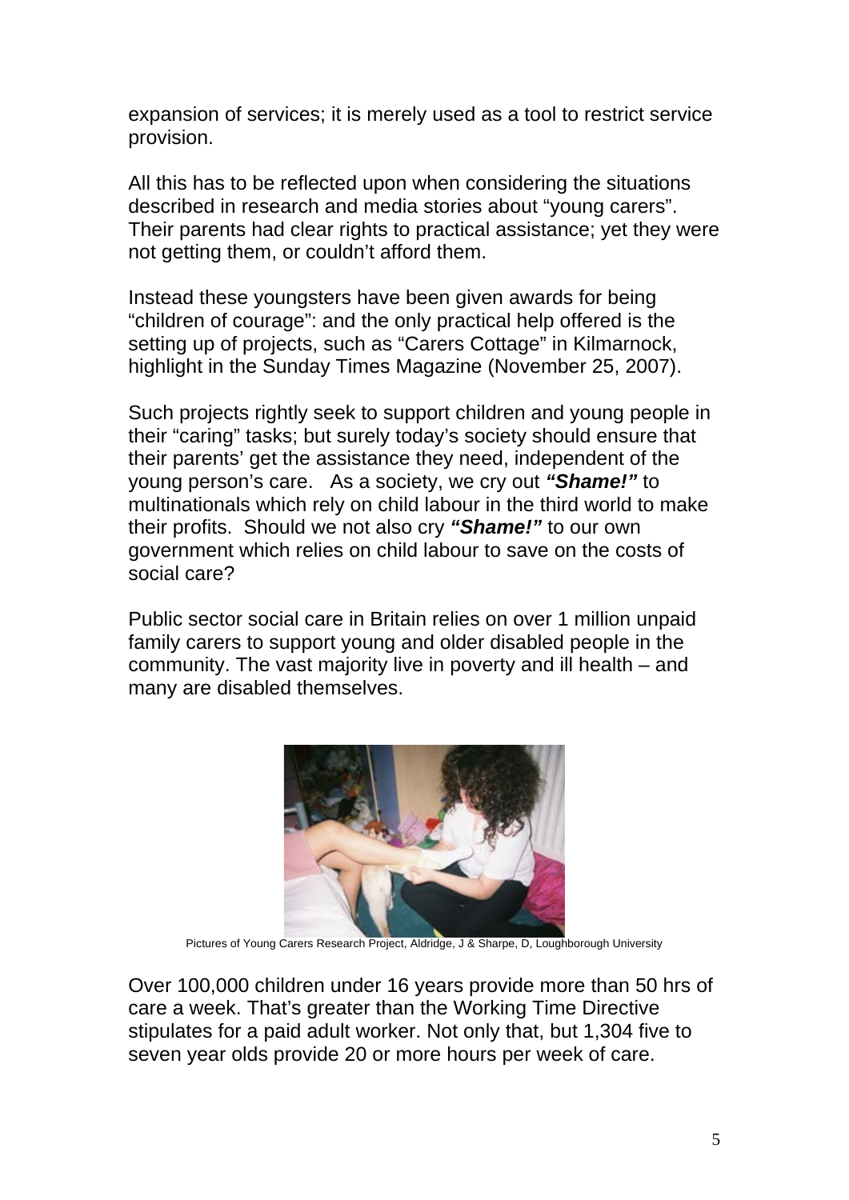expansion of services; it is merely used as a tool to restrict service provision.

All this has to be reflected upon when considering the situations described in research and media stories about “young carers”. Their parents had clear rights to practical assistance; yet they were not getting them, or couldn’t afford them.

Instead these youngsters have been given awards for being “children of courage”: and the only practical help offered is the setting up of projects, such as “Carers Cottage” in Kilmarnock, highlight in the Sunday Times Magazine (November 25, 2007).

Such projects rightly seek to support children and young people in their “caring” tasks; but surely today’s society should ensure that their parents’ get the assistance they need, independent of the young person’s care. As a society, we cry out ***“Shame!”*** to multinationals which rely on child labour in the third world to make their profits. Should we not also cry ***“Shame!”*** to our own government which relies on child labour to save on the costs of social care?

Public sector social care in Britain relies on over 1 million unpaid family carers to support young and older disabled people in the community. The vast majority live in poverty and ill health – and many are disabled themselves.

Pictures of Young Carers Research Project, Aldridge, J & Sharpe, D, Loughborough University

Over 100,000 children under 16 years provide more than 50 hrs of care a week. That’s greater than the Working Time Directive stipulates for a paid adult worker. Not only that, but 1,304 five to seven year olds provide 20 or more hours per week of care.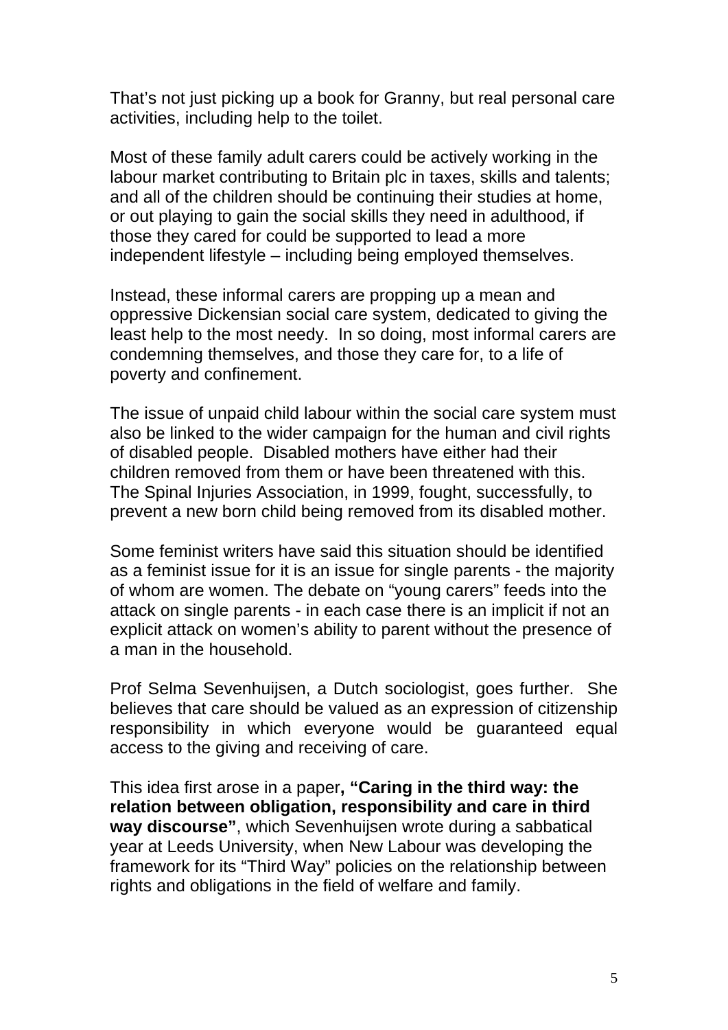That's not just picking up a book for Granny, but real personal care activities, including help to the toilet.

Most of these family adult carers could be actively working in the labour market contributing to Britain plc in taxes, skills and talents; and all of the children should be continuing their studies at home, or out playing to gain the social skills they need in adulthood, if those they cared for could be supported to lead a more independent lifestyle – including being employed themselves.

Instead, these informal carers are propping up a mean and oppressive Dickensian social care system, dedicated to giving the least help to the most needy. In so doing, most informal carers are condemning themselves, and those they care for, to a life of poverty and confinement.

The issue of unpaid child labour within the social care system must also be linked to the wider campaign for the human and civil rights of disabled people. Disabled mothers have either had their children removed from them or have been threatened with this. The Spinal Injuries Association, in 1999, fought, successfully, to prevent a new born child being removed from its disabled mother.

Some feminist writers have said this situation should be identified as a feminist issue for it is an issue for single parents - the majority of whom are women. The debate on "young carers" feeds into the attack on single parents - in each case there is an implicit if not an explicit attack on women's ability to parent without the presence of a man in the household.

Prof Selma Sevenhuijsen, a Dutch sociologist, goes further. She believes that care should be valued as an expression of citizenship responsibility in which everyone would be guaranteed equal access to the giving and receiving of care.

This idea first arose in a paper**, "Caring in the third way: the relation between obligation, responsibility and care in third way discourse"**, which Sevenhuijsen wrote during a sabbatical year at Leeds University, when New Labour was developing the framework for its "Third Way" policies on the relationship between rights and obligations in the field of welfare and family.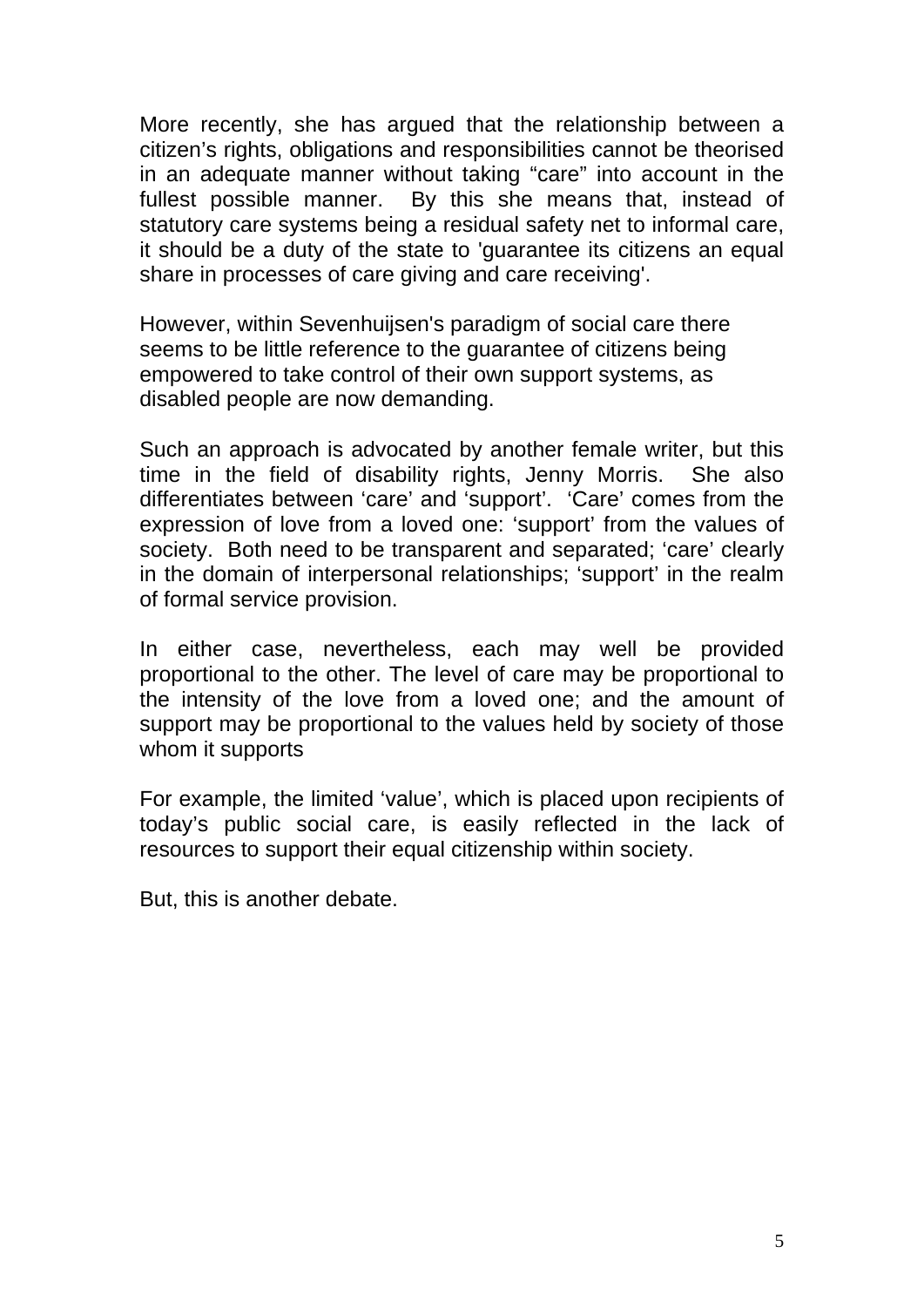More recently, she has argued that the relationship between a citizen's rights, obligations and responsibilities cannot be theorised in an adequate manner without taking "care" into account in the fullest possible manner. By this she means that, instead of statutory care systems being a residual safety net to informal care, it should be a duty of the state to 'guarantee its citizens an equal share in processes of care giving and care receiving'.

However, within Sevenhuijsen's paradigm of social care there seems to be little reference to the guarantee of citizens being empowered to take control of their own support systems, as disabled people are now demanding.

Such an approach is advocated by another female writer, but this time in the field of disability rights, Jenny Morris. She also differentiates between 'care' and 'support'. 'Care' comes from the expression of love from a loved one: 'support' from the values of society. Both need to be transparent and separated; 'care' clearly in the domain of interpersonal relationships; 'support' in the realm of formal service provision.

In either case, nevertheless, each may well be provided proportional to the other. The level of care may be proportional to the intensity of the love from a loved one; and the amount of support may be proportional to the values held by society of those whom it supports

For example, the limited 'value', which is placed upon recipients of today's public social care, is easily reflected in the lack of resources to support their equal citizenship within society.

But, this is another debate.